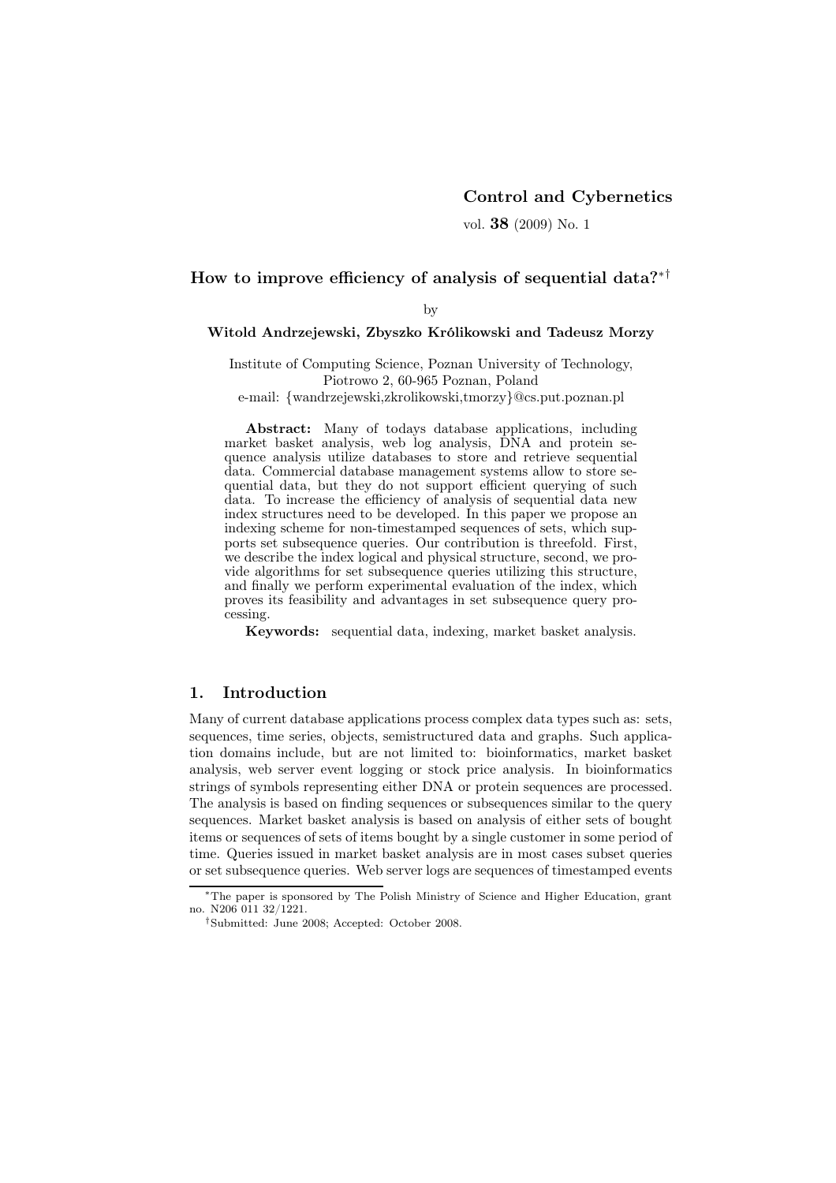**Control and Cybernetics**

vol. **38** (2009) No. 1

# How to improve efficiency of analysis of sequential data?*†

by

**Witold Andrzejewski, Zbyszko Królikowski and Tadeusz Morzy**

Institute of Computing Science, Poznan University of Technology,
Piotrowo 2, 60-965 Poznan, Poland
e-mail: {wandrzejewski,zkrolikowski,tmorzy}@cs.put.poznan.pl

**Abstract:** Many of todays database applications, including market basket analysis, web log analysis, DNA and protein sequence analysis utilize databases to store and retrieve sequential data. Commercial database management systems allow to store sequential data, but they do not support efficient querying of such data. To increase the efficiency of analysis of sequential data new index structures need to be developed. In this paper we propose an indexing scheme for non-timestamped sequences of sets, which supports set subsequence queries. Our contribution is threefold. First, we describe the index logical and physical structure, second, we provide algorithms for set subsequence queries utilizing this structure, and finally we perform experimental evaluation of the index, which proves its feasibility and advantages in set subsequence query processing.

**Keywords:** sequential data, indexing, market basket analysis.

## 1. Introduction

Many of current database applications process complex data types such as: sets, sequences, time series, objects, semistructured data and graphs. Such application domains include, but are not limited to: bioinformatics, market basket analysis, web server event logging or stock price analysis. In bioinformatics strings of symbols representing either DNA or protein sequences are processed. The analysis is based on finding sequences or subsequences similar to the query sequences. Market basket analysis is based on analysis of either sets of bought items or sequences of sets of items bought by a single customer in some period of time. Queries issued in market basket analysis are in most cases subset queries or set subsequence queries. Web server logs are sequences of timestamped events

*The paper is sponsored by The Polish Ministry of Science and Higher Education, grant no. N206 011 32/1221.

†Submitted: June 2008; Accepted: October 2008.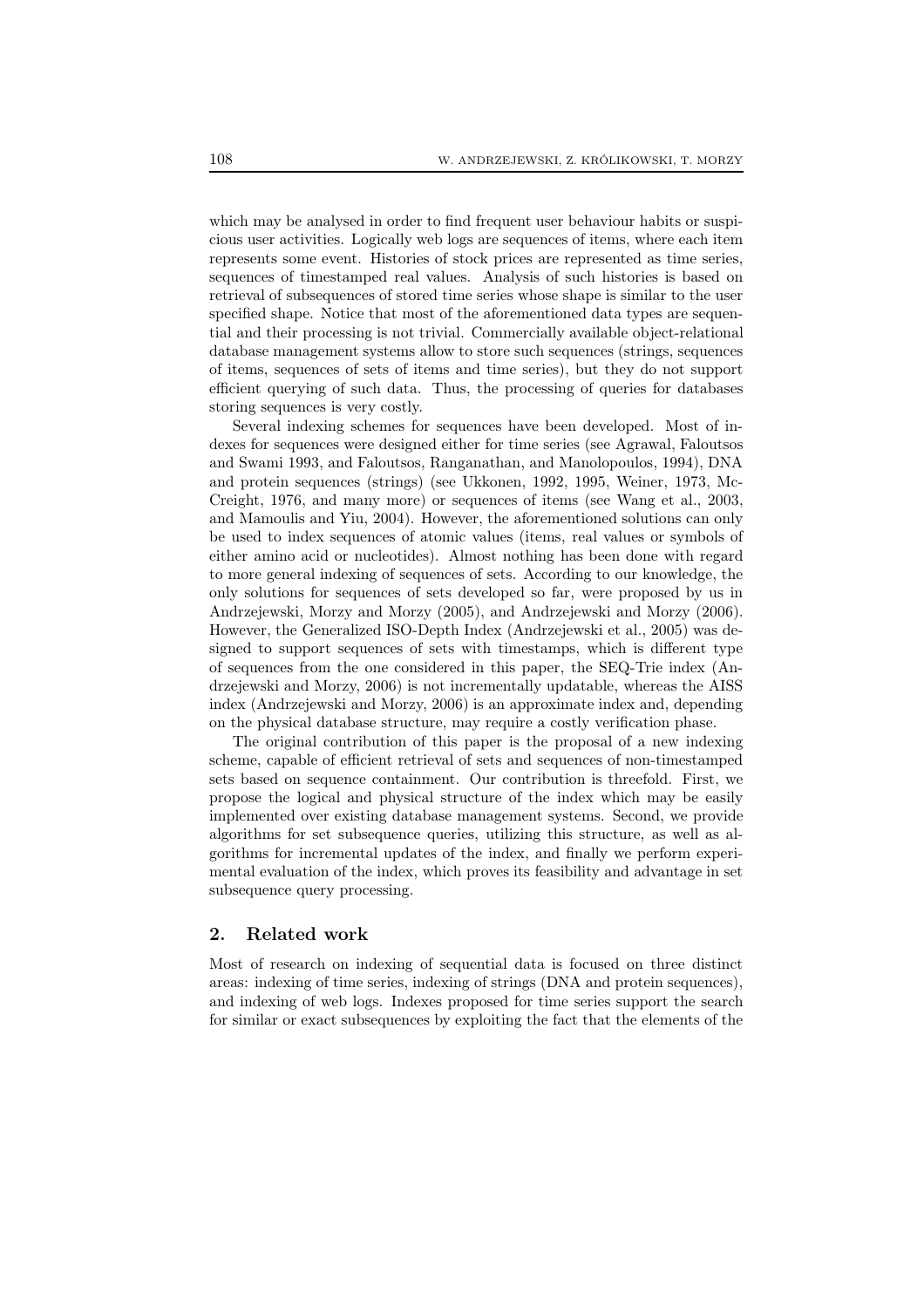which may be analysed in order to find frequent user behaviour habits or suspicious user activities. Logically web logs are sequences of items, where each item represents some event. Histories of stock prices are represented as time series, sequences of timestamped real values. Analysis of such histories is based on retrieval of subsequences of stored time series whose shape is similar to the user specified shape. Notice that most of the aforementioned data types are sequential and their processing is not trivial. Commercially available object-relational database management systems allow to store such sequences (strings, sequences of items, sequences of sets of items and time series), but they do not support efficient querying of such data. Thus, the processing of queries for databases storing sequences is very costly.

Several indexing schemes for sequences have been developed. Most of indexes for sequences were designed either for time series (see Agrawal, Faloutsos and Swami 1993, and Faloutsos, Ranganathan, and Manolopoulos, 1994), DNA and protein sequences (strings) (see Ukkonen, 1992, 1995, Weiner, 1973, McCreight, 1976, and many more) or sequences of items (see Wang et al., 2003, and Mamoulis and Yiu, 2004). However, the aforementioned solutions can only be used to index sequences of atomic values (items, real values or symbols of either amino acid or nucleotides). Almost nothing has been done with regard to more general indexing of sequences of sets. According to our knowledge, the only solutions for sequences of sets developed so far, were proposed by us in Andrzejewski, Morzy and Morzy (2005), and Andrzejewski and Morzy (2006). However, the Generalized ISO-Depth Index (Andrzejewski et al., 2005) was designed to support sequences of sets with timestamps, which is different type of sequences from the one considered in this paper, the SEQ-Trie index (Andrzejewski and Morzy, 2006) is not incrementally updatable, whereas the AISS index (Andrzejewski and Morzy, 2006) is an approximate index and, depending on the physical database structure, may require a costly verification phase.

The original contribution of this paper is the proposal of a new indexing scheme, capable of efficient retrieval of sets and sequences of non-timestamped sets based on sequence containment. Our contribution is threefold. First, we propose the logical and physical structure of the index which may be easily implemented over existing database management systems. Second, we provide algorithms for set subsequence queries, utilizing this structure, as well as algorithms for incremental updates of the index, and finally we perform experimental evaluation of the index, which proves its feasibility and advantage in set subsequence query processing.

## 2. Related work

Most of research on indexing of sequential data is focused on three distinct areas: indexing of time series, indexing of strings (DNA and protein sequences), and indexing of web logs. Indexes proposed for time series support the search for similar or exact subsequences by exploiting the fact that the elements of the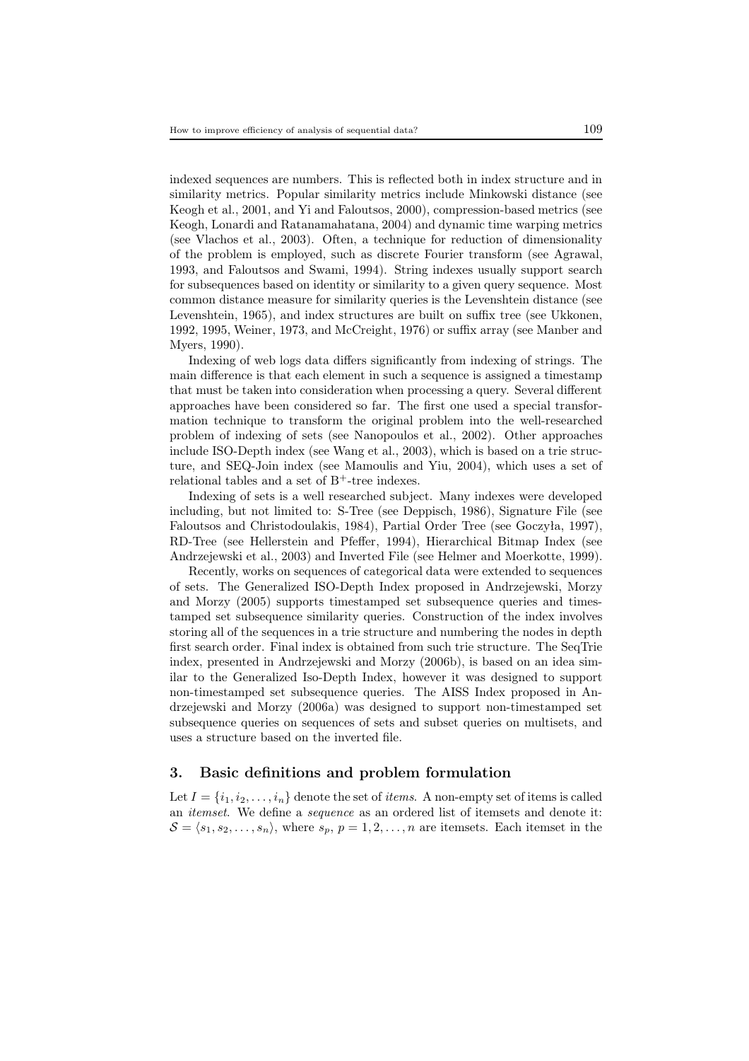indexed sequences are numbers. This is reflected both in index structure and in similarity metrics. Popular similarity metrics include Minkowski distance (see Keogh et al., 2001, and Yi and Faloutsos, 2000), compression-based metrics (see Keogh, Lonardi and Ratanamahatana, 2004) and dynamic time warping metrics (see Vlachos et al., 2003). Often, a technique for reduction of dimensionality of the problem is employed, such as discrete Fourier transform (see Agrawal, 1993, and Faloutsos and Swami, 1994). String indexes usually support search for subsequences based on identity or similarity to a given query sequence. Most common distance measure for similarity queries is the Levenshtein distance (see Levenshtein, 1965), and index structures are built on suffix tree (see Ukkonen, 1992, 1995, Weiner, 1973, and McCreight, 1976) or suffix array (see Manber and Myers, 1990).

Indexing of web logs data differs significantly from indexing of strings. The main difference is that each element in such a sequence is assigned a timestamp that must be taken into consideration when processing a query. Several different approaches have been considered so far. The first one used a special transformation technique to transform the original problem into the well-researched problem of indexing of sets (see Nanopoulos et al., 2002). Other approaches include ISO-Depth index (see Wang et al., 2003), which is based on a trie structure, and SEQ-Join index (see Mamoulis and Yiu, 2004), which uses a set of relational tables and a set of $B^+$-tree indexes.

Indexing of sets is a well researched subject. Many indexes were developed including, but not limited to: S-Tree (see Deppisch, 1986), Signature File (see Faloutsos and Christodoulakis, 1984), Partial Order Tree (see Goczyła, 1997), RD-Tree (see Hellerstein and Pfeffer, 1994), Hierarchical Bitmap Index (see Andrzejewski et al., 2003) and Inverted File (see Helmer and Moerkotte, 1999).

Recently, works on sequences of categorical data were extended to sequences of sets. The Generalized ISO-Depth Index proposed in Andrzejewski, Morzy and Morzy (2005) supports timestamped set subsequence queries and timestamped set subsequence similarity queries. Construction of the index involves storing all of the sequences in a trie structure and numbering the nodes in depth first search order. Final index is obtained from such trie structure. The SeqTrie index, presented in Andrzejewski and Morzy (2006b), is based on an idea similar to the Generalized Iso-Depth Index, however it was designed to support non-timestamped set subsequence queries. The AISS Index proposed in Andrzejewski and Morzy (2006a) was designed to support non-timestamped set subsequence queries on sequences of sets and subset queries on multisets, and uses a structure based on the inverted file.

## 3. Basic definitions and problem formulation

Let $I = \{i_1, i_2, \ldots, i_n\}$ denote the set of *items*. A non-empty set of items is called an *itemset*. We define a *sequence* as an ordered list of itemsets and denote it: $\mathcal{S} = \langle s_1, s_2, \ldots, s_n \rangle$, where $s_p$, $p = 1, 2, \ldots, n$ are itemsets. Each itemset in the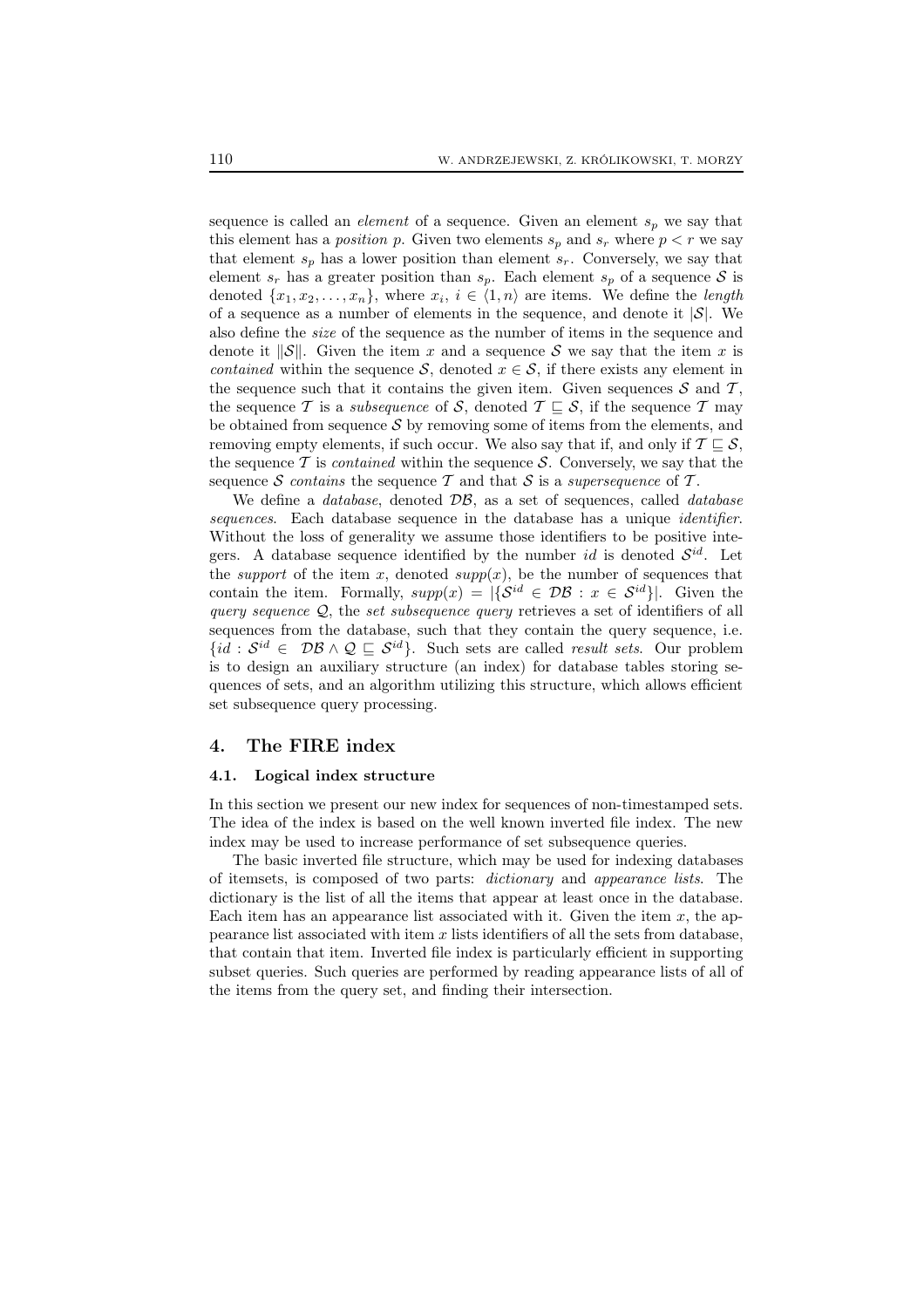sequence is called an *element* of a sequence. Given an element $s_p$ we say that this element has a *position* $p$. Given two elements $s_p$ and $s_r$ where $p < r$ we say that element $s_p$ has a lower position than element $s_r$. Conversely, we say that element $s_r$ has a greater position than $s_p$. Each element $s_p$ of a sequence $\mathcal{S}$ is denoted $\{x_1, x_2, \ldots, x_n\}$, where $x_i$, $i \in \langle 1, n \rangle$ are items. We define the *length* of a sequence as a number of elements in the sequence, and denote it $|\mathcal{S}|$. We also define the *size* of the sequence as the number of items in the sequence and denote it $\|\mathcal{S}\|$. Given the item $x$ and a sequence $\mathcal{S}$ we say that the item $x$ is *contained* within the sequence $\mathcal{S}$, denoted $x \in \mathcal{S}$, if there exists any element in the sequence such that it contains the given item. Given sequences $\mathcal{S}$ and $\mathcal{T}$, the sequence $\mathcal{T}$ is a *subsequence* of $\mathcal{S}$, denoted $\mathcal{T} \sqsubseteq \mathcal{S}$, if the sequence $\mathcal{T}$ may be obtained from sequence $\mathcal{S}$ by removing some of items from the elements, and removing empty elements, if such occur. We also say that if, and only if $\mathcal{T} \sqsubseteq \mathcal{S}$, the sequence $\mathcal{T}$ is *contained* within the sequence $\mathcal{S}$. Conversely, we say that the sequence $\mathcal{S}$ *contains* the sequence $\mathcal{T}$ and that $\mathcal{S}$ is a *supersequence* of $\mathcal{T}$.

We define a *database*, denoted $\mathcal{DB}$, as a set of sequences, called *database sequences*. Each database sequence in the database has a unique *identifier*. Without the loss of generality we assume those identifiers to be positive integers. A database sequence identified by the number $id$ is denoted $\mathcal{S}^{id}$. Let the *support* of the item $x$, denoted $supp(x)$, be the number of sequences that contain the item. Formally, $supp(x) = |\{\mathcal{S}^{id} \in \mathcal{DB} : x \in \mathcal{S}^{id}\}|$. Given the *query sequence* $\mathcal{Q}$, the *set subsequence query* retrieves a set of identifiers of all sequences from the database, such that they contain the query sequence, i.e. $\{id : \mathcal{S}^{id} \in \mathcal{DB} \wedge \mathcal{Q} \sqsubseteq \mathcal{S}^{id}\}$. Such sets are called *result sets*. Our problem is to design an auxiliary structure (an index) for database tables storing sequences of sets, and an algorithm utilizing this structure, which allows efficient set subsequence query processing.

## 4. The FIRE index

### 4.1. Logical index structure

In this section we present our new index for sequences of non-timestamped sets. The idea of the index is based on the well known inverted file index. The new index may be used to increase performance of set subsequence queries.

The basic inverted file structure, which may be used for indexing databases of itemsets, is composed of two parts: *dictionary* and *appearance lists*. The dictionary is the list of all the items that appear at least once in the database. Each item has an appearance list associated with it. Given the item $x$, the appearance list associated with item $x$ lists identifiers of all the sets from database, that contain that item. Inverted file index is particularly efficient in supporting subset queries. Such queries are performed by reading appearance lists of all of the items from the query set, and finding their intersection.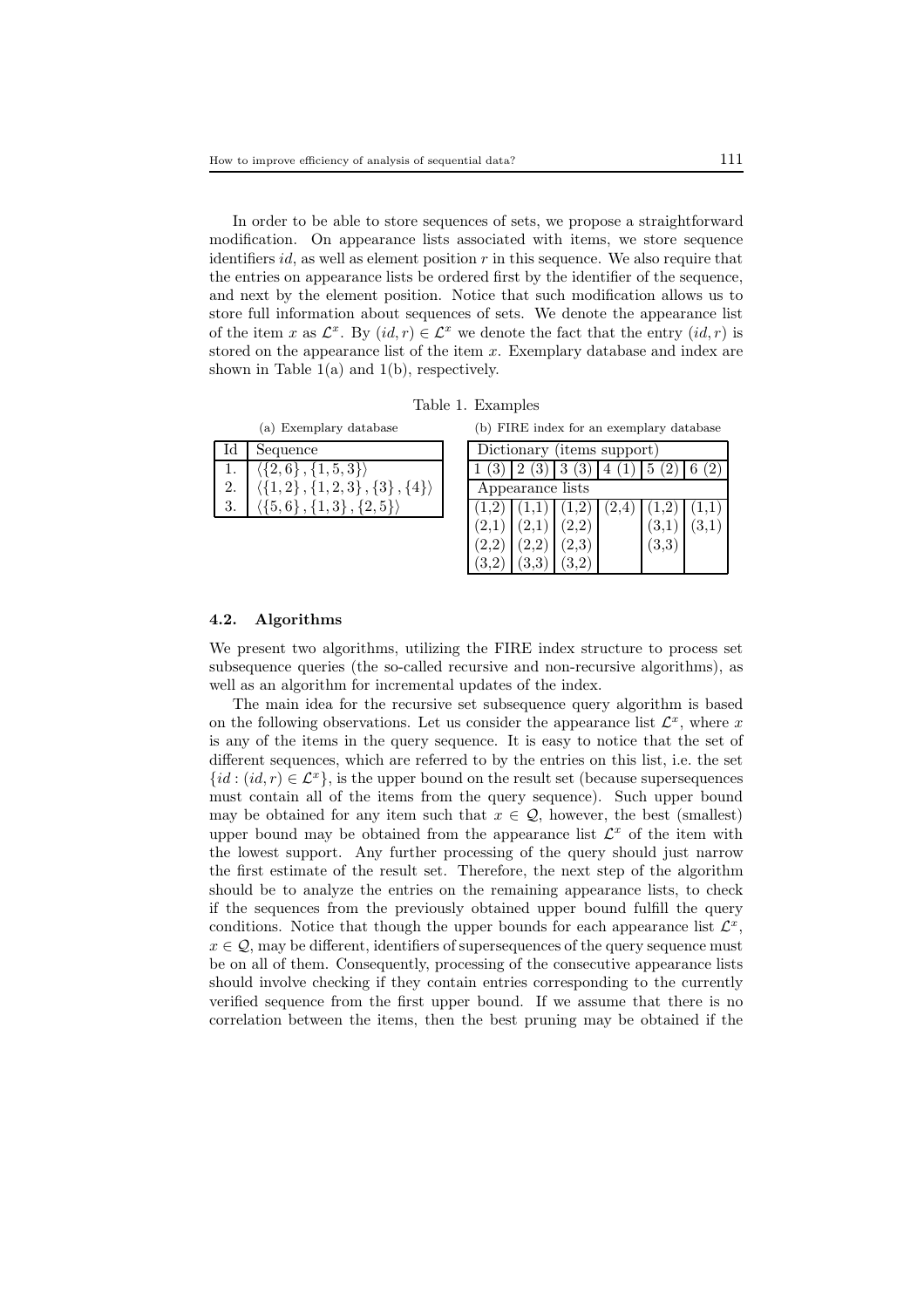In order to be able to store sequences of sets, we propose a straightforward modification. On appearance lists associated with items, we store sequence identifiers $id$, as well as element position $r$ in this sequence. We also require that the entries on appearance lists be ordered first by the identifier of the sequence, and next by the element position. Notice that such modification allows us to store full information about sequences of sets. We denote the appearance list of the item $x$ as $\mathcal{L}^x$. By $(id, r) \in \mathcal{L}^x$ we denote the fact that the entry $(id, r)$ is stored on the appearance list of the item $x$. Exemplary database and index are shown in Table 1(a) and 1(b), respectively.

Table 1. Examples

(a) Exemplary database

| Id | Sequence |
|---|---|
| 1. | $\langle \{2,6\}, \{1,5,3\} \rangle$ |
| 2. | $\langle \{1,2\}, \{1,2,3\}, \{3\}, \{4\} \rangle$ |
| 3. | $\langle \{5,6\}, \{1,3\}, \{2,5\} \rangle$ |

(b) FIRE index for an exemplary database

| Dictionary (items support) | | | | | |
|---|---|---|---|---|---|
| 1 (3) | 2 (3) | 3 (3) | 4 (1) | 5 (2) | 6 (2) |
| Appearance lists | | | | | |
| (1,2) | (1,1) | (1,2) | (2,4) | (1,2) | (1,1) |
| (2,1) | (2,1) | (2,2) | | (3,1) | (3,1) |
| (2,2) | (2,2) | (2,3) | | (3,3) | |
| (3,2) | (3,3) | (3,2) | | | |

### 4.2. Algorithms

We present two algorithms, utilizing the FIRE index structure to process set subsequence queries (the so-called recursive and non-recursive algorithms), as well as an algorithm for incremental updates of the index.

The main idea for the recursive set subsequence query algorithm is based on the following observations. Let us consider the appearance list $\mathcal{L}^x$, where $x$ is any of the items in the query sequence. It is easy to notice that the set of different sequences, which are referred to by the entries on this list, i.e. the set $\{id : (id, r) \in \mathcal{L}^x\}$, is the upper bound on the result set (because supersequences must contain all of the items from the query sequence). Such upper bound may be obtained for any item such that $x \in \mathcal{Q}$, however, the best (smallest) upper bound may be obtained from the appearance list $\mathcal{L}^x$ of the item with the lowest support. Any further processing of the query should just narrow the first estimate of the result set. Therefore, the next step of the algorithm should be to analyze the entries on the remaining appearance lists, to check if the sequences from the previously obtained upper bound fulfill the query conditions. Notice that though the upper bounds for each appearance list $\mathcal{L}^x$, $x \in \mathcal{Q}$, may be different, identifiers of supersequences of the query sequence must be on all of them. Consequently, processing of the consecutive appearance lists should involve checking if they contain entries corresponding to the currently verified sequence from the first upper bound. If we assume that there is no correlation between the items, then the best pruning may be obtained if the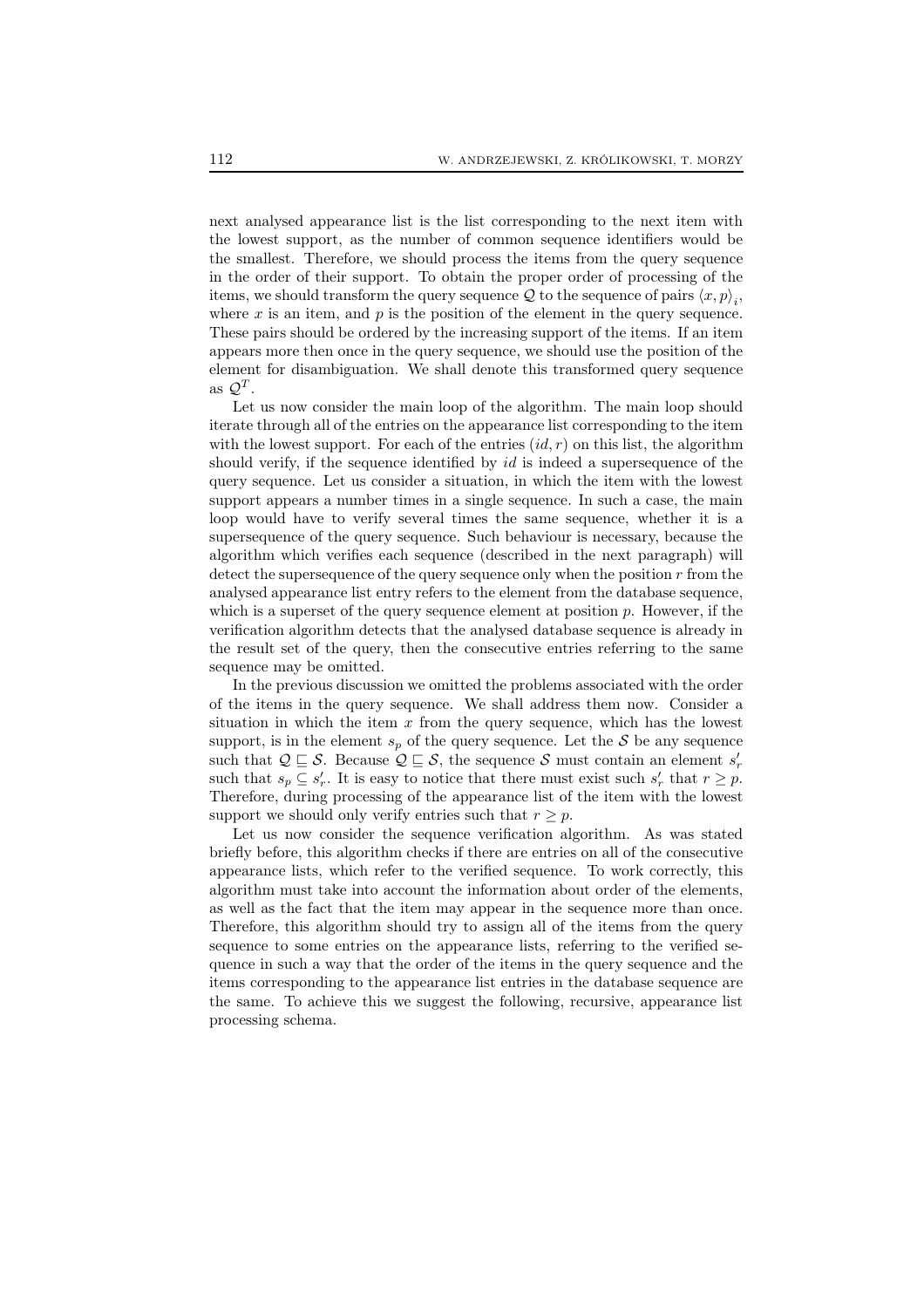next analysed appearance list is the list corresponding to the next item with the lowest support, as the number of common sequence identifiers would be the smallest. Therefore, we should process the items from the query sequence in the order of their support. To obtain the proper order of processing of the items, we should transform the query sequence $\mathcal{Q}$ to the sequence of pairs $\langle x, p\rangle_i$, where $x$ is an item, and $p$ is the position of the element in the query sequence. These pairs should be ordered by the increasing support of the items. If an item appears more then once in the query sequence, we should use the position of the element for disambiguation. We shall denote this transformed query sequence as $\mathcal{Q}^T$.

Let us now consider the main loop of the algorithm. The main loop should iterate through all of the entries on the appearance list corresponding to the item with the lowest support. For each of the entries $(id, r)$ on this list, the algorithm should verify, if the sequence identified by $id$ is indeed a supersequence of the query sequence. Let us consider a situation, in which the item with the lowest support appears a number times in a single sequence. In such a case, the main loop would have to verify several times the same sequence, whether it is a supersequence of the query sequence. Such behaviour is necessary, because the algorithm which verifies each sequence (described in the next paragraph) will detect the supersequence of the query sequence only when the position $r$ from the analysed appearance list entry refers to the element from the database sequence, which is a superset of the query sequence element at position $p$. However, if the verification algorithm detects that the analysed database sequence is already in the result set of the query, then the consecutive entries referring to the same sequence may be omitted.

In the previous discussion we omitted the problems associated with the order of the items in the query sequence. We shall address them now. Consider a situation in which the item $x$ from the query sequence, which has the lowest support, is in the element $s_p$ of the query sequence. Let the $\mathcal{S}$ be any sequence such that $\mathcal{Q} \sqsubseteq \mathcal{S}$. Because $\mathcal{Q} \sqsubseteq \mathcal{S}$, the sequence $\mathcal{S}$ must contain an element $s'_r$ such that $s_p \subseteq s'_r$. It is easy to notice that there must exist such $s'_r$ that $r \geq p$. Therefore, during processing of the appearance list of the item with the lowest support we should only verify entries such that $r \geq p$.

Let us now consider the sequence verification algorithm. As was stated briefly before, this algorithm checks if there are entries on all of the consecutive appearance lists, which refer to the verified sequence. To work correctly, this algorithm must take into account the information about order of the elements, as well as the fact that the item may appear in the sequence more than once. Therefore, this algorithm should try to assign all of the items from the query sequence to some entries on the appearance lists, referring to the verified sequence in such a way that the order of the items in the query sequence and the items corresponding to the appearance list entries in the database sequence are the same. To achieve this we suggest the following, recursive, appearance list processing schema.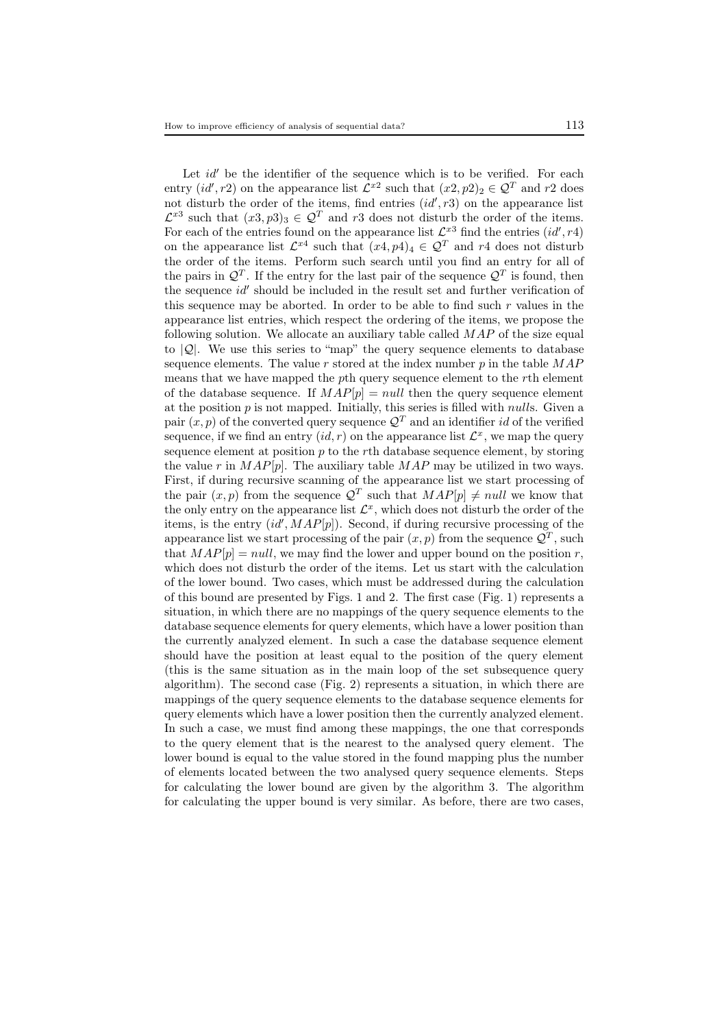Let $id'$ be the identifier of the sequence which is to be verified. For each entry $(id', r2)$ on the appearance list $\mathcal{L}^{x2}$ such that $(x2, p2)_2 \in \mathcal{Q}^T$ and $r2$ does not disturb the order of the items, find entries $(id', r3)$ on the appearance list $\mathcal{L}^{x3}$ such that $(x3, p3)_3 \in \mathcal{Q}^T$ and $r3$ does not disturb the order of the items. For each of the entries found on the appearance list $\mathcal{L}^{x3}$ find the entries $(id', r4)$ on the appearance list $\mathcal{L}^{x4}$ such that $(x4, p4)_4 \in \mathcal{Q}^T$ and $r4$ does not disturb the order of the items. Perform such search until you find an entry for all of the pairs in $\mathcal{Q}^T$. If the entry for the last pair of the sequence $\mathcal{Q}^T$ is found, then the sequence $id'$ should be included in the result set and further verification of this sequence may be aborted. In order to be able to find such $r$ values in the appearance list entries, which respect the ordering of the items, we propose the following solution. We allocate an auxiliary table called $MAP$ of the size equal to $|\mathcal{Q}|$. We use this series to "map" the query sequence elements to database sequence elements. The value $r$ stored at the index number $p$ in the table $MAP$ means that we have mapped the $p$th query sequence element to the $r$th element of the database sequence. If $MAP[p] = null$ then the query sequence element at the position $p$ is not mapped. Initially, this series is filled with $null$s. Given a pair $(x, p)$ of the converted query sequence $\mathcal{Q}^T$ and an identifier $id$ of the verified sequence, if we find an entry $(id, r)$ on the appearance list $\mathcal{L}^x$, we map the query sequence element at position $p$ to the $r$th database sequence element, by storing the value $r$ in $MAP[p]$. The auxiliary table $MAP$ may be utilized in two ways. First, if during recursive scanning of the appearance list we start processing of the pair $(x, p)$ from the sequence $\mathcal{Q}^T$ such that $MAP[p] \neq null$ we know that the only entry on the appearance list $\mathcal{L}^x$, which does not disturb the order of the items, is the entry $(id', MAP[p])$. Second, if during recursive processing of the appearance list we start processing of the pair $(x, p)$ from the sequence $\mathcal{Q}^T$, such that $MAP[p] = null$, we may find the lower and upper bound on the position $r$, which does not disturb the order of the items. Let us start with the calculation of the lower bound. Two cases, which must be addressed during the calculation of this bound are presented by Figs. 1 and 2. The first case (Fig. 1) represents a situation, in which there are no mappings of the query sequence elements to the database sequence elements for query elements, which have a lower position than the currently analyzed element. In such a case the database sequence element should have the position at least equal to the position of the query element (this is the same situation as in the main loop of the set subsequence query algorithm). The second case (Fig. 2) represents a situation, in which there are mappings of the query sequence elements to the database sequence elements for query elements which have a lower position then the currently analyzed element. In such a case, we must find among these mappings, the one that corresponds to the query element that is the nearest to the analysed query element. The lower bound is equal to the value stored in the found mapping plus the number of elements located between the two analysed query sequence elements. Steps for calculating the lower bound are given by the algorithm 3. The algorithm for calculating the upper bound is very similar. As before, there are two cases,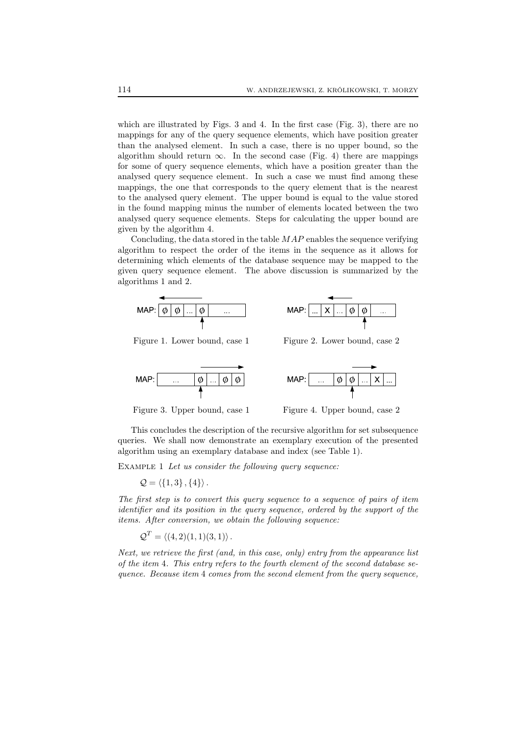which are illustrated by Figs. 3 and 4. In the first case (Fig. 3), there are no mappings for any of the query sequence elements, which have position greater than the analysed element. In such a case, there is no upper bound, so the algorithm should return $\infty$. In the second case (Fig. 4) there are mappings for some of query sequence elements, which have a position greater than the analysed query sequence element. In such a case we must find among these mappings, the one that corresponds to the query element that is the nearest to the analysed query element. The upper bound is equal to the value stored in the found mapping minus the number of elements located between the two analysed query sequence elements. Steps for calculating the upper bound are given by the algorithm 4.

Concluding, the data stored in the table $MAP$ enables the sequence verifying algorithm to respect the order of the items in the sequence as it allows for determining which elements of the database sequence may be mapped to the given query sequence element. The above discussion is summarized by the algorithms 1 and 2.

Figure 1. Lower bound, case 1

Figure 2. Lower bound, case 2

Figure 3. Upper bound, case 1

Figure 4. Upper bound, case 2

This concludes the description of the recursive algorithm for set subsequence queries. We shall now demonstrate an exemplary execution of the presented algorithm using an exemplary database and index (see Table 1).

Example 1 *Let us consider the following query sequence:*

$$\mathcal{Q} = \langle \{1, 3\}, \{4\} \rangle .$$

*The first step is to convert this query sequence to a sequence of pairs of item identifier and its position in the query sequence, ordered by the support of the items. After conversion, we obtain the following sequence:*

$$\mathcal{Q}^T = \langle (4, 2)(1, 1)(3, 1) \rangle .$$

*Next, we retrieve the first (and, in this case, only) entry from the appearance list of the item 4. This entry refers to the fourth element of the second database sequence. Because item 4 comes from the second element from the query sequence,*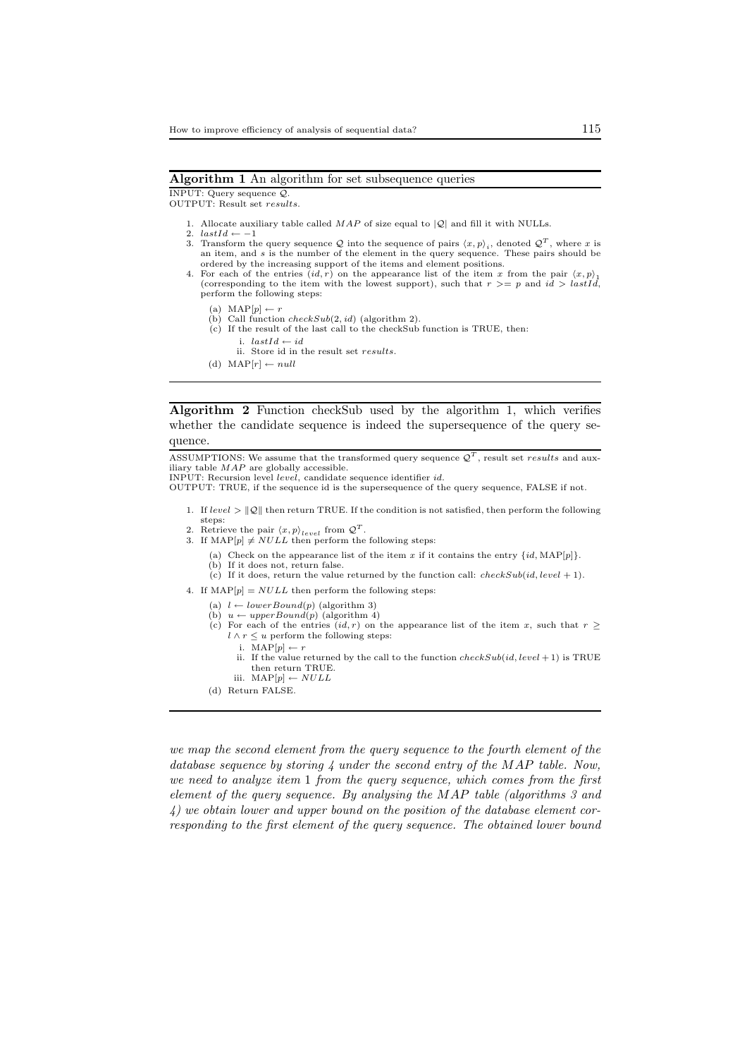**Algorithm 1** An algorithm for set subsequence queries

INPUT: Query sequence $\mathcal{Q}$.
OUTPUT: Result set *results*.

1. Allocate auxiliary table called $MAP$ of size equal to $|\mathcal{Q}|$ and fill it with NULLs.
2. $lastId \leftarrow -1$
3. Transform the query sequence $\mathcal{Q}$ into the sequence of pairs $\langle x, p \rangle_i$, denoted $\mathcal{Q}^T$, where $x$ is an item, and $s$ is the number of the element in the query sequence. These pairs should be ordered by the increasing support of the items and element positions.
4. For each of the entries $(id, r)$ on the appearance list of the item $x$ from the pair $\langle x, p \rangle_1$ (corresponding to the item with the lowest support), such that $r >= p$ and $id > lastId$, perform the following steps:
   (a) $\text{MAP}[p] \leftarrow r$
   (b) Call function $checkSub(2, id)$ (algorithm 2).
   (c) If the result of the last call to the checkSub function is TRUE, then:
      i. $lastId \leftarrow id$
      ii. Store id in the result set *results*.
   (d) $\text{MAP}[r] \leftarrow null$

**Algorithm 2** Function checkSub used by the algorithm 1, which verifies whether the candidate sequence is indeed the supersequence of the query sequence.

ASSUMPTIONS: We assume that the transformed query sequence $\mathcal{Q}^T$, result set *results* and auxiliary table $MAP$ are globally accessible.
INPUT: Recursion level *level*, candidate sequence identifier *id*.
OUTPUT: TRUE, if the sequence id is the supersequence of the query sequence, FALSE if not.

1. If $level > \|\mathcal{Q}\|$ then return TRUE. If the condition is not satisfied, then perform the following steps:
2. Retrieve the pair $\langle x, p \rangle_{level}$ from $\mathcal{Q}^T$.
3. If $\text{MAP}[p] \neq NULL$ then perform the following steps:
   (a) Check on the appearance list of the item $x$ if it contains the entry $\{id, \text{MAP}[p]\}$.
   (b) If it does not, return false.
   (c) If it does, return the value returned by the function call: $checkSub(id, level+1)$.
4. If $\text{MAP}[p] = NULL$ then perform the following steps:
   (a) $l \leftarrow lowerBound(p)$ (algorithm 3)
   (b) $u \leftarrow upperBound(p)$ (algorithm 4)
   (c) For each of the entries $(id, r)$ on the appearance list of the item $x$, such that $r \geq l \wedge r \leq u$ perform the following steps:
      i. $\text{MAP}[p] \leftarrow r$
      ii. If the value returned by the call to the function $checkSub(id, level+1)$ is TRUE then return TRUE.
      iii. $\text{MAP}[p] \leftarrow NULL$
   (d) Return FALSE.

*we map the second element from the query sequence to the fourth element of the database sequence by storing 4 under the second entry of the $MAP$ table. Now, we need to analyze item* 1 *from the query sequence, which comes from the first element of the query sequence. By analysing the $MAP$ table (algorithms 3 and 4) we obtain lower and upper bound on the position of the database element corresponding to the first element of the query sequence. The obtained lower bound*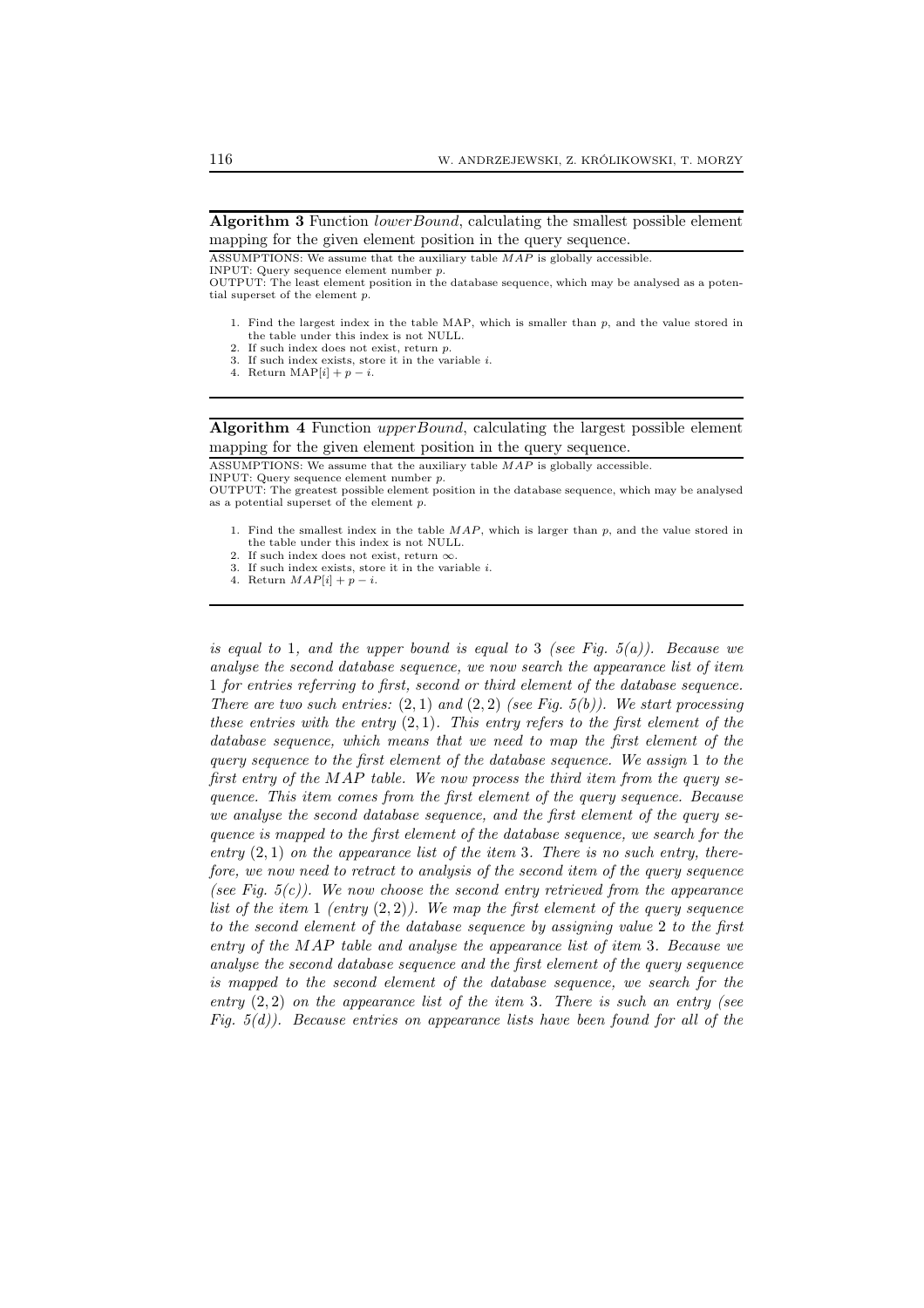**Algorithm 3** Function *lowerBound*, calculating the smallest possible element mapping for the given element position in the query sequence.

ASSUMPTIONS: We assume that the auxiliary table $MAP$ is globally accessible.
INPUT: Query sequence element number $p$.
OUTPUT: The least element position in the database sequence, which may be analysed as a potential superset of the element $p$.

1. Find the largest index in the table MAP, which is smaller than $p$, and the value stored in the table under this index is not NULL.
2. If such index does not exist, return $p$.
3. If such index exists, store it in the variable $i$.
4. Return $\text{MAP}[i] + p - i$.

**Algorithm 4** Function *upperBound*, calculating the largest possible element mapping for the given element position in the query sequence.

ASSUMPTIONS: We assume that the auxiliary table $MAP$ is globally accessible.
INPUT: Query sequence element number $p$.
OUTPUT: The greatest possible element position in the database sequence, which may be analysed as a potential superset of the element $p$.

1. Find the smallest index in the table $MAP$, which is larger than $p$, and the value stored in the table under this index is not NULL.
2. If such index does not exist, return $\infty$.
3. If such index exists, store it in the variable $i$.
4. Return $MAP[i] + p - i$.

*is equal to* 1*, and the upper bound is equal to* 3 *(see Fig. 5(a)). Because we analyse the second database sequence, we now search the appearance list of item* 1 *for entries referring to first, second or third element of the database sequence. There are two such entries:* $(2, 1)$ *and* $(2, 2)$ *(see Fig. 5(b)). We start processing these entries with the entry* $(2, 1)$*. This entry refers to the first element of the database sequence, which means that we need to map the first element of the query sequence to the first element of the database sequence. We assign* 1 *to the first entry of the $MAP$ table. We now process the third item from the query sequence. This item comes from the first element of the query sequence. Because we analyse the second database sequence, and the first element of the query sequence is mapped to the first element of the database sequence, we search for the entry* $(2, 1)$ *on the appearance list of the item* 3*. There is no such entry, therefore, we now need to retract to analysis of the second item of the query sequence (see Fig. 5(c)). We now choose the second entry retrieved from the appearance list of the item* 1 *(entry* $(2, 2)$*). We map the first element of the query sequence to the second element of the database sequence by assigning value* 2 *to the first entry of the $MAP$ table and analyse the appearance list of item* 3*. Because we analyse the second database sequence and the first element of the query sequence is mapped to the second element of the database sequence, we search for the entry* $(2, 2)$ *on the appearance list of the item* 3*. There is such an entry (see Fig. 5(d)). Because entries on appearance lists have been found for all of the*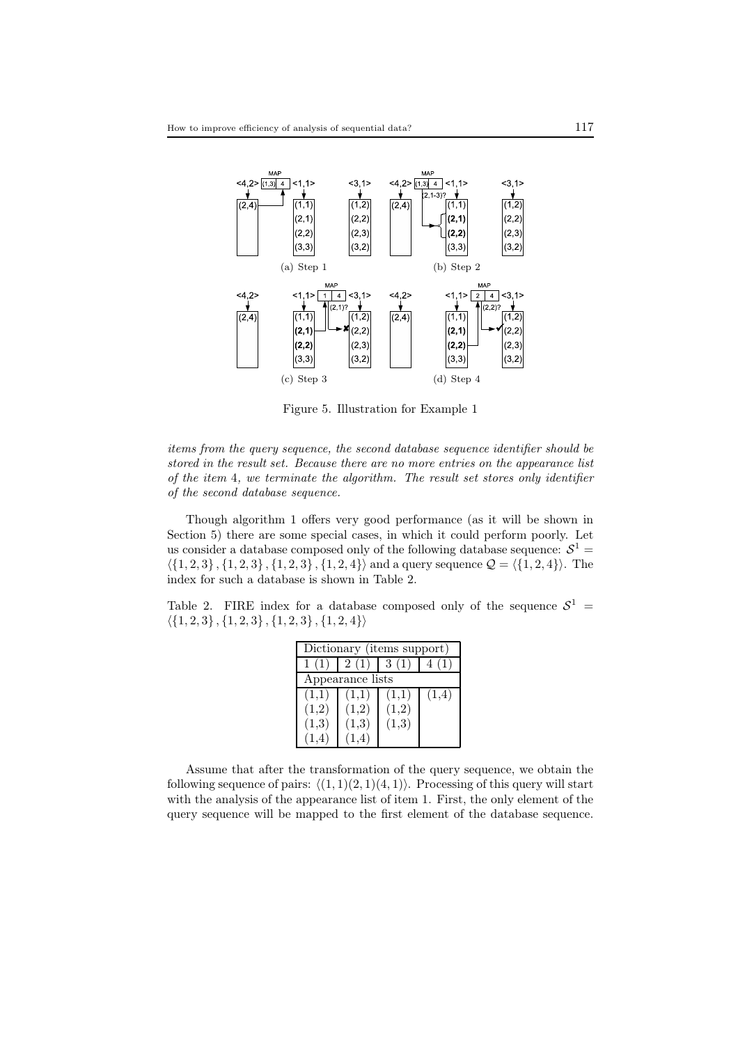(a) Step 1

(b) Step 2

(c) Step 3

(d) Step 4

Figure 5. Illustration for Example 1

*items from the query sequence, the second database sequence identifier should be stored in the result set. Because there are no more entries on the appearance list of the item* 4*, we terminate the algorithm. The result set stores only identifier of the second database sequence.*

Though algorithm 1 offers very good performance (as it will be shown in Section 5) there are some special cases, in which it could perform poorly. Let us consider a database composed only of the following database sequence: $\mathcal{S}^1 = \langle\{1,2,3\},\{1,2,3\},\{1,2,3\},\{1,2,4\}\rangle$ and a query sequence $\mathcal{Q} = \langle\{1,2,4\}\rangle$. The index for such a database is shown in Table 2.

Table 2. FIRE index for a database composed only of the sequence $\mathcal{S}^1 = \langle\{1,2,3\},\{1,2,3\},\{1,2,3\},\{1,2,4\}\rangle$

| Dictionary (items support) | | | |
|---|---|---|---|
| 1 (1) | 2 (1) | 3 (1) | 4 (1) |
| Appearance lists | | | |
| (1,1) | (1,1) | (1,1) | (1,4) |
| (1,2) | (1,2) | (1,2) | |
| (1,3) | (1,3) | (1,3) | |
| (1,4) | (1,4) | | |

Assume that after the transformation of the query sequence, we obtain the following sequence of pairs: $\langle(1,1)(2,1)(4,1)\rangle$. Processing of this query will start with the analysis of the appearance list of item 1. First, the only element of the query sequence will be mapped to the first element of the database sequence.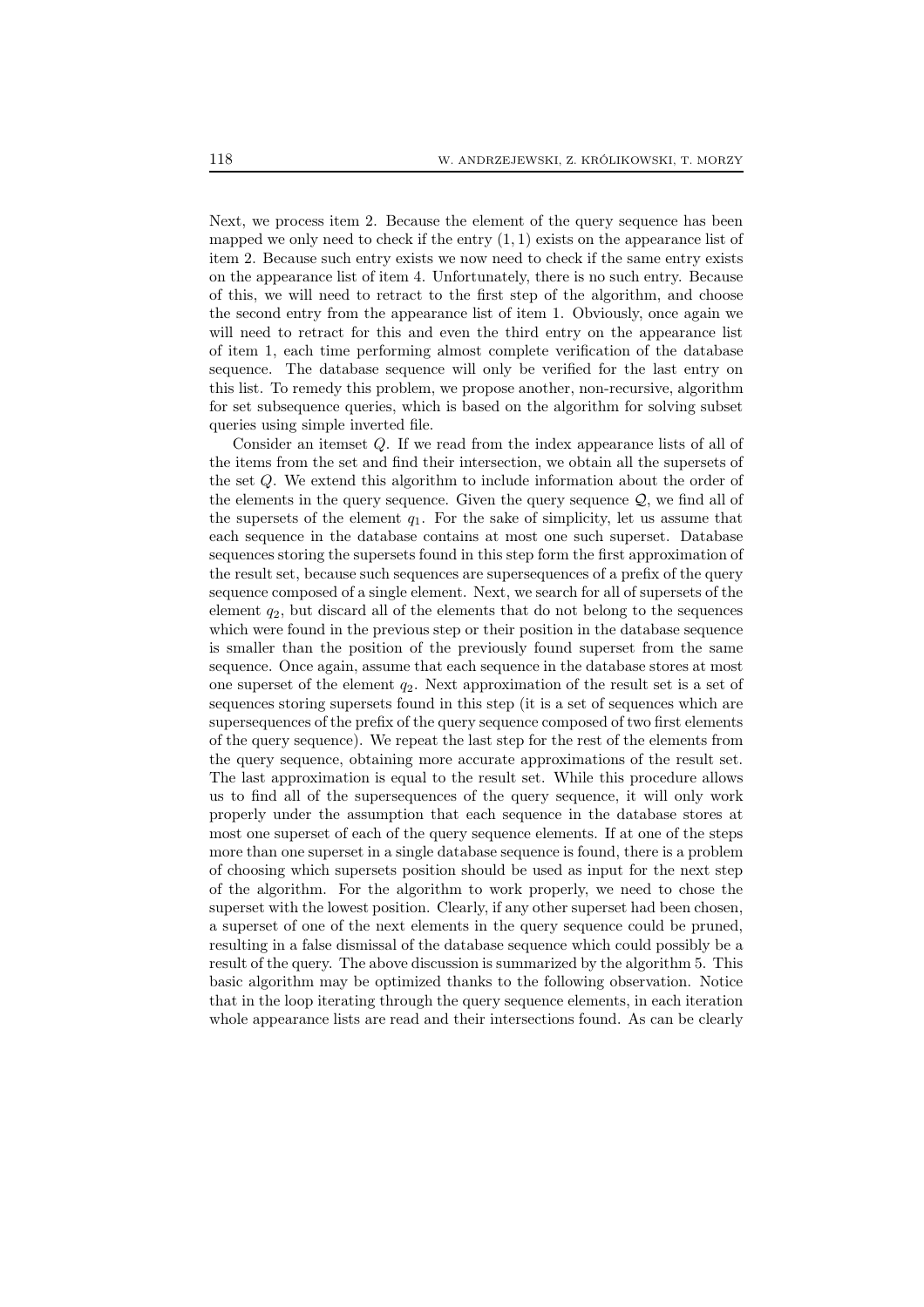Next, we process item 2. Because the element of the query sequence has been mapped we only need to check if the entry $(1, 1)$ exists on the appearance list of item 2. Because such entry exists we now need to check if the same entry exists on the appearance list of item 4. Unfortunately, there is no such entry. Because of this, we will need to retract to the first step of the algorithm, and choose the second entry from the appearance list of item 1. Obviously, once again we will need to retract for this and even the third entry on the appearance list of item 1, each time performing almost complete verification of the database sequence. The database sequence will only be verified for the last entry on this list. To remedy this problem, we propose another, non-recursive, algorithm for set subsequence queries, which is based on the algorithm for solving subset queries using simple inverted file.

Consider an itemset $Q$. If we read from the index appearance lists of all of the items from the set and find their intersection, we obtain all the supersets of the set $Q$. We extend this algorithm to include information about the order of the elements in the query sequence. Given the query sequence $\mathcal{Q}$, we find all of the supersets of the element $q_1$. For the sake of simplicity, let us assume that each sequence in the database contains at most one such superset. Database sequences storing the supersets found in this step form the first approximation of the result set, because such sequences are supersequences of a prefix of the query sequence composed of a single element. Next, we search for all of supersets of the element $q_2$, but discard all of the elements that do not belong to the sequences which were found in the previous step or their position in the database sequence is smaller than the position of the previously found superset from the same sequence. Once again, assume that each sequence in the database stores at most one superset of the element $q_2$. Next approximation of the result set is a set of sequences storing supersets found in this step (it is a set of sequences which are supersequences of the prefix of the query sequence composed of two first elements of the query sequence). We repeat the last step for the rest of the elements from the query sequence, obtaining more accurate approximations of the result set. The last approximation is equal to the result set. While this procedure allows us to find all of the supersequences of the query sequence, it will only work properly under the assumption that each sequence in the database stores at most one superset of each of the query sequence elements. If at one of the steps more than one superset in a single database sequence is found, there is a problem of choosing which supersets position should be used as input for the next step of the algorithm. For the algorithm to work properly, we need to chose the superset with the lowest position. Clearly, if any other superset had been chosen, a superset of one of the next elements in the query sequence could be pruned, resulting in a false dismissal of the database sequence which could possibly be a result of the query. The above discussion is summarized by the algorithm 5. This basic algorithm may be optimized thanks to the following observation. Notice that in the loop iterating through the query sequence elements, in each iteration whole appearance lists are read and their intersections found. As can be clearly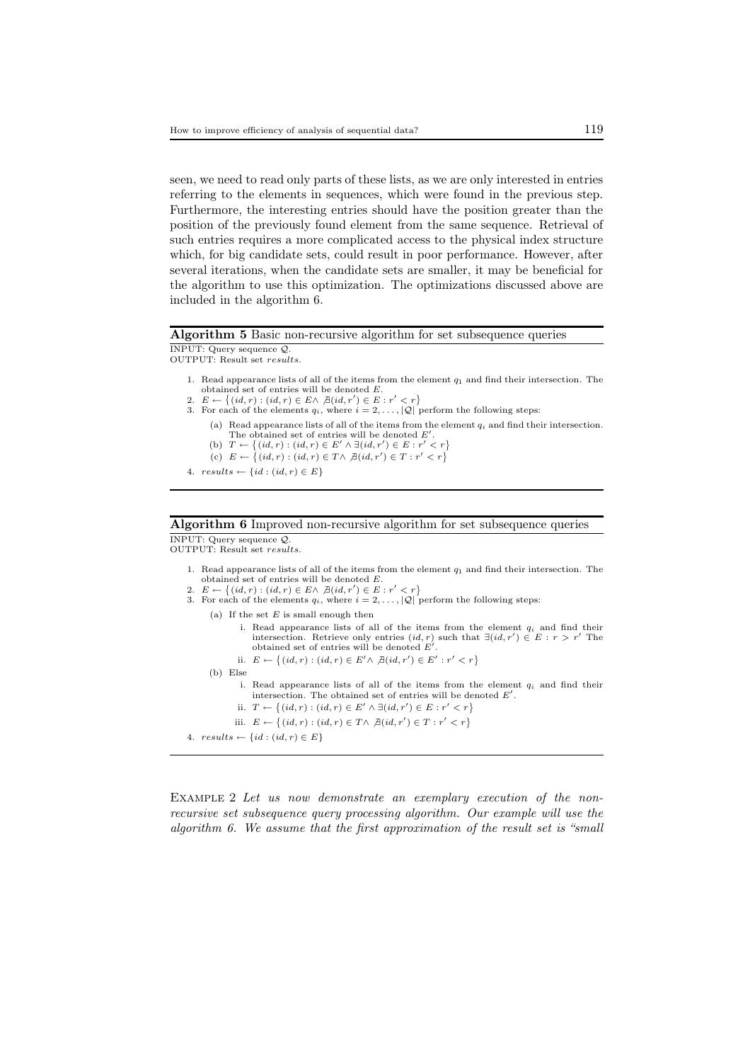seen, we need to read only parts of these lists, as we are only interested in entries referring to the elements in sequences, which were found in the previous step. Furthermore, the interesting entries should have the position greater than the position of the previously found element from the same sequence. Retrieval of such entries requires a more complicated access to the physical index structure which, for big candidate sets, could result in poor performance. However, after several iterations, when the candidate sets are smaller, it may be beneficial for the algorithm to use this optimization. The optimizations discussed above are included in the algorithm 6.

**Algorithm 5** Basic non-recursive algorithm for set subsequence queries

INPUT: Query sequence $\mathcal{Q}$.
OUTPUT: Result set *results*.

1. Read appearance lists of all of the items from the element $q_1$ and find their intersection. The obtained set of entries will be denoted $E$.
2. $E \leftarrow \{(id, r) : (id, r) \in E \wedge \nexists (id, r') \in E : r' < r\}$
3. For each of the elements $q_i$, where $i = 2, \ldots, |\mathcal{Q}|$ perform the following steps:
   (a) Read appearance lists of all of the items from the element $q_i$ and find their intersection. The obtained set of entries will be denoted $E'$.
   (b) $T \leftarrow \{(id, r) : (id, r) \in E' \wedge \exists (id, r') \in E : r' < r\}$
   (c) $E \leftarrow \{(id, r) : (id, r) \in T \wedge \nexists (id, r') \in T : r' < r\}$
4. $results \leftarrow \{id : (id, r) \in E\}$

**Algorithm 6** Improved non-recursive algorithm for set subsequence queries

INPUT: Query sequence $\mathcal{Q}$.
OUTPUT: Result set *results*.

1. Read appearance lists of all of the items from the element $q_1$ and find their intersection. The obtained set of entries will be denoted $E$.
2. $E \leftarrow \{(id, r) : (id, r) \in E \wedge \nexists (id, r') \in E : r' < r\}$
3. For each of the elements $q_i$, where $i = 2, \ldots, |\mathcal{Q}|$ perform the following steps:
   (a) If the set $E$ is small enough then
      i. Read appearance lists of all of the items from the element $q_i$ and find their intersection. Retrieve only entries $(id, r)$ such that $\exists (id, r') \in E : r > r'$ The obtained set of entries will be denoted $E'$.
      ii. $E \leftarrow \{(id, r) : (id, r) \in E' \wedge \nexists (id, r') \in E' : r' < r\}$
   (b) Else
      i. Read appearance lists of all of the items from the element $q_i$ and find their intersection. The obtained set of entries will be denoted $E'$.
      ii. $T \leftarrow \{(id, r) : (id, r) \in E' \wedge \exists (id, r') \in E : r' < r\}$
      iii. $E \leftarrow \{(id, r) : (id, r) \in T \wedge \nexists (id, r') \in T : r' < r\}$
4. $results \leftarrow \{id : (id, r) \in E\}$

Example 2 *Let us now demonstrate an exemplary execution of the non-recursive set subsequence query processing algorithm. Our example will use the algorithm 6. We assume that the first approximation of the result set is "small*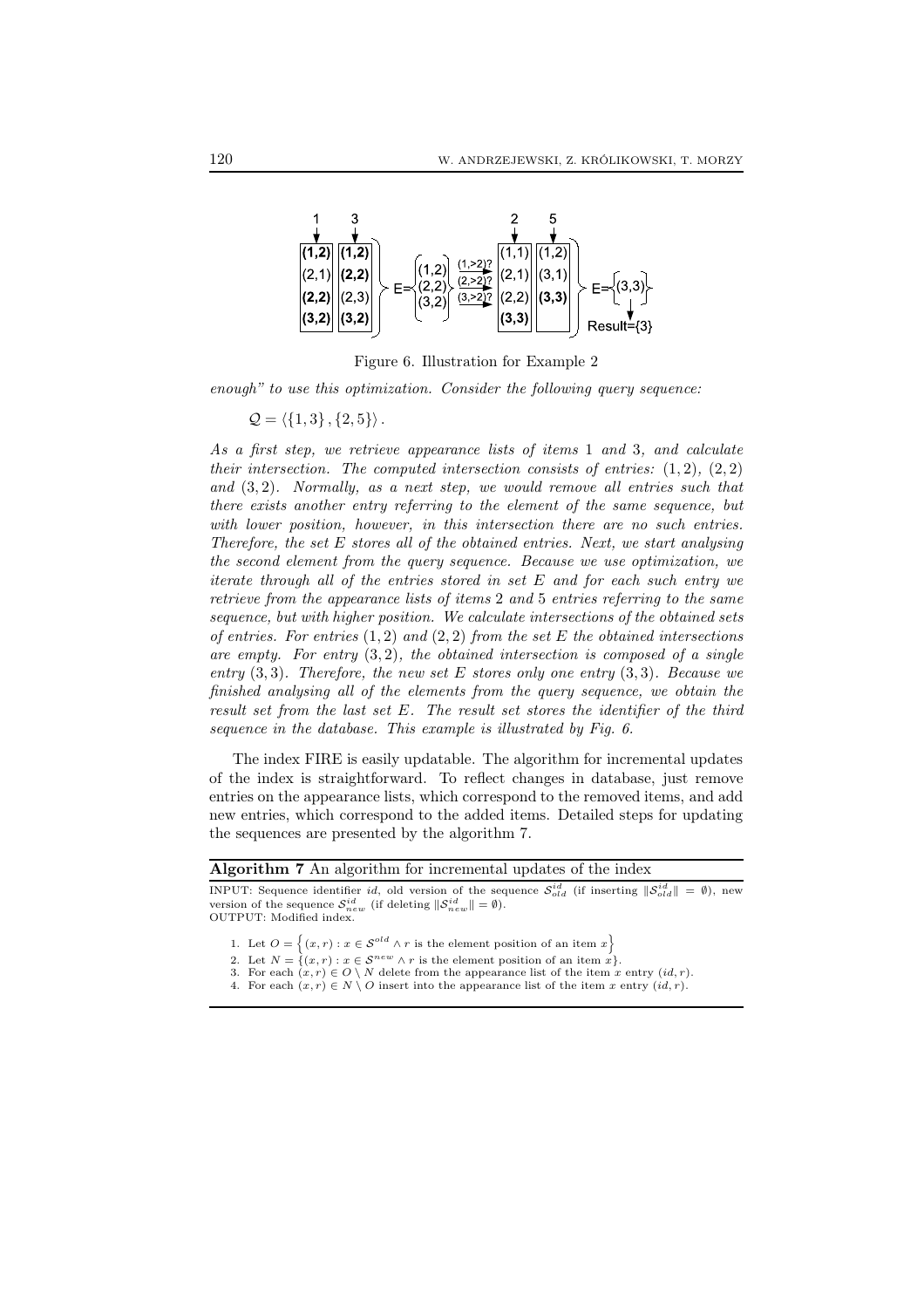Figure 6. Illustration for Example 2

*enough" to use this optimization. Consider the following query sequence:*

$\mathcal{Q} = \langle \{1, 3\}, \{2, 5\} \rangle .$

*As a first step, we retrieve appearance lists of items* 1 *and* 3*, and calculate their intersection. The computed intersection consists of entries:* $(1, 2)$*,* $(2, 2)$ *and* $(3, 2)$*. Normally, as a next step, we would remove all entries such that there exists another entry referring to the element of the same sequence, but with lower position, however, in this intersection there are no such entries. Therefore, the set* $E$ *stores all of the obtained entries. Next, we start analysing the second element from the query sequence. Because we use optimization, we iterate through all of the entries stored in set* $E$ *and for each such entry we retrieve from the appearance lists of items* 2 *and* 5 *entries referring to the same sequence, but with higher position. We calculate intersections of the obtained sets of entries. For entries* $(1, 2)$ *and* $(2, 2)$ *from the set* $E$ *the obtained intersections are empty. For entry* $(3, 2)$*, the obtained intersection is composed of a single entry* $(3, 3)$*. Therefore, the new set* $E$ *stores only one entry* $(3, 3)$*. Because we finished analysing all of the elements from the query sequence, we obtain the result set from the last set* $E$*. The result set stores the identifier of the third sequence in the database. This example is illustrated by Fig. 6.*

The index FIRE is easily updatable. The algorithm for incremental updates of the index is straightforward. To reflect changes in database, just remove entries on the appearance lists, which correspond to the removed items, and add new entries, which correspond to the added items. Detailed steps for updating the sequences are presented by the algorithm 7.

**Algorithm 7** An algorithm for incremental updates of the index

INPUT: Sequence identifier $id$, old version of the sequence $\mathcal{S}^{id}_{old}$ (if inserting $\|\mathcal{S}^{id}_{old}\| = \emptyset$), new version of the sequence $\mathcal{S}^{id}_{new}$ (if deleting $\|\mathcal{S}^{id}_{new}\| = \emptyset$).
OUTPUT: Modified index.

1. Let $O = \left\{(x, r) : x \in \mathcal{S}^{old} \wedge r \text{ is the element position of an item } x\right\}$
2. Let $N = \{(x, r) : x \in \mathcal{S}^{new} \wedge r \text{ is the element position of an item } x\}$.
3. For each $(x, r) \in O \setminus N$ delete from the appearance list of the item $x$ entry $(id, r)$.
4. For each $(x, r) \in N \setminus O$ insert into the appearance list of the item $x$ entry $(id, r)$.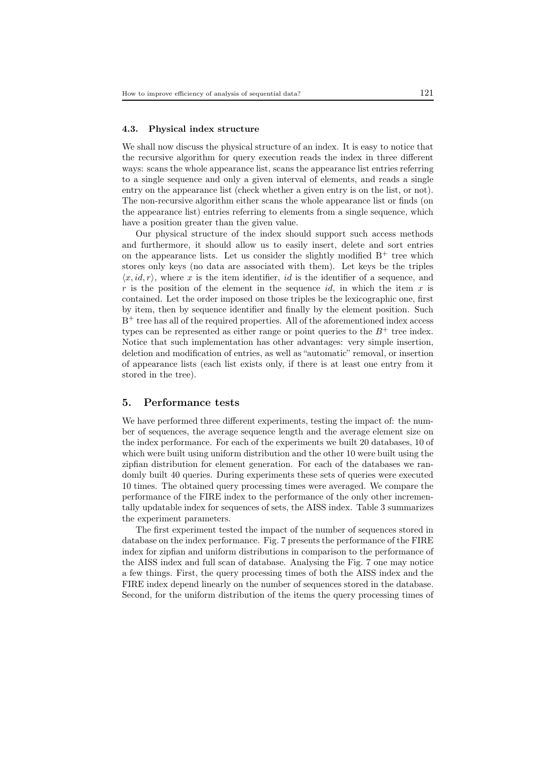### 4.3. Physical index structure

We shall now discuss the physical structure of an index. It is easy to notice that the recursive algorithm for query execution reads the index in three different ways: scans the whole appearance list, scans the appearance list entries referring to a single sequence and only a given interval of elements, and reads a single entry on the appearance list (check whether a given entry is on the list, or not). The non-recursive algorithm either scans the whole appearance list or finds (on the appearance list) entries referring to elements from a single sequence, which have a position greater than the given value.

Our physical structure of the index should support such access methods and furthermore, it should allow us to easily insert, delete and sort entries on the appearance lists. Let us consider the slightly modified $B^+$ tree which stores only keys (no data are associated with them). Let keys be the triples $\langle x, id, r \rangle$, where $x$ is the item identifier, $id$ is the identifier of a sequence, and $r$ is the position of the element in the sequence $id$, in which the item $x$ is contained. Let the order imposed on those triples be the lexicographic one, first by item, then by sequence identifier and finally by the element position. Such $B^+$ tree has all of the required properties. All of the aforementioned index access types can be represented as either range or point queries to the $B^+$ tree index. Notice that such implementation has other advantages: very simple insertion, deletion and modification of entries, as well as "automatic" removal, or insertion of appearance lists (each list exists only, if there is at least one entry from it stored in the tree).

## 5. Performance tests

We have performed three different experiments, testing the impact of: the number of sequences, the average sequence length and the average element size on the index performance. For each of the experiments we built 20 databases, 10 of which were built using uniform distribution and the other 10 were built using the zipfian distribution for element generation. For each of the databases we randomly built 40 queries. During experiments these sets of queries were executed 10 times. The obtained query processing times were averaged. We compare the performance of the FIRE index to the performance of the only other incrementally updatable index for sequences of sets, the AISS index. Table 3 summarizes the experiment parameters.

The first experiment tested the impact of the number of sequences stored in database on the index performance. Fig. 7 presents the performance of the FIRE index for zipfian and uniform distributions in comparison to the performance of the AISS index and full scan of database. Analysing the Fig. 7 one may notice a few things. First, the query processing times of both the AISS index and the FIRE index depend linearly on the number of sequences stored in the database. Second, for the uniform distribution of the items the query processing times of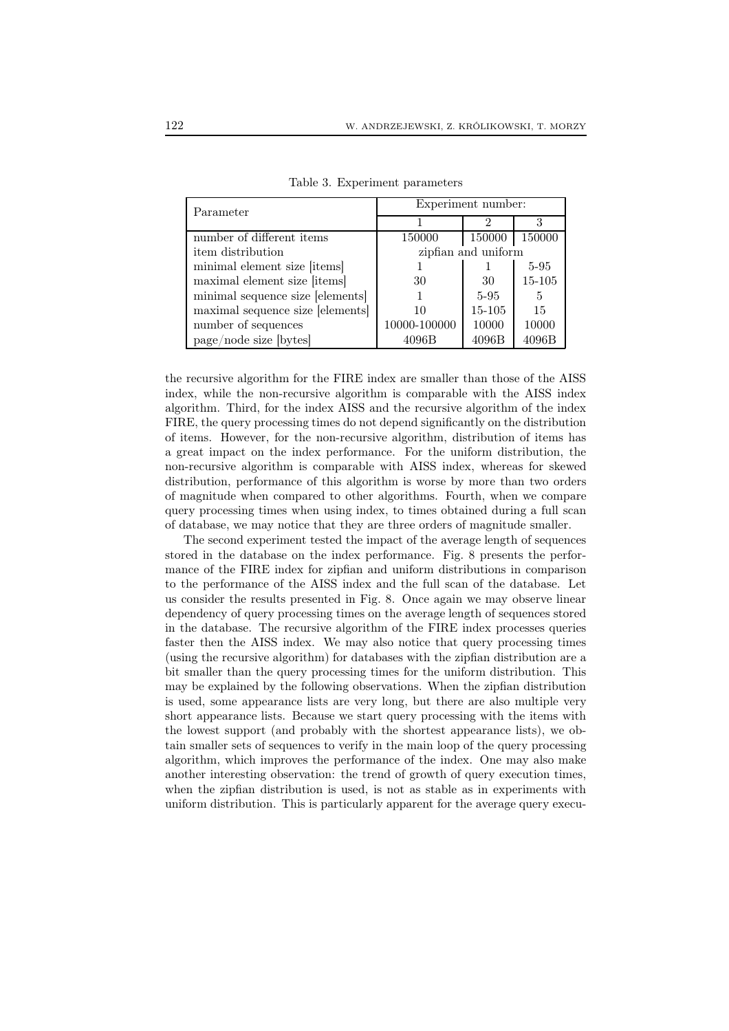Table 3. Experiment parameters

| Parameter | Experiment number: | | |
|---|---|---|---|
| | 1 | 2 | 3 |
| number of different items | 150000 | 150000 | 150000 |
| item distribution | zipfian and uniform | | |
| minimal element size [items] | 1 | 1 | 5-95 |
| maximal element size [items] | 30 | 30 | 15-105 |
| minimal sequence size [elements] | 1 | 5-95 | 5 |
| maximal sequence size [elements] | 10 | 15-105 | 15 |
| number of sequences | 10000-100000 | 10000 | 10000 |
| page/node size [bytes] | 4096B | 4096B | 4096B |

the recursive algorithm for the FIRE index are smaller than those of the AISS index, while the non-recursive algorithm is comparable with the AISS index algorithm. Third, for the index AISS and the recursive algorithm of the index FIRE, the query processing times do not depend significantly on the distribution of items. However, for the non-recursive algorithm, distribution of items has a great impact on the index performance. For the uniform distribution, the non-recursive algorithm is comparable with AISS index, whereas for skewed distribution, performance of this algorithm is worse by more than two orders of magnitude when compared to other algorithms. Fourth, when we compare query processing times when using index, to times obtained during a full scan of database, we may notice that they are three orders of magnitude smaller.

The second experiment tested the impact of the average length of sequences stored in the database on the index performance. Fig. 8 presents the performance of the FIRE index for zipfian and uniform distributions in comparison to the performance of the AISS index and the full scan of the database. Let us consider the results presented in Fig. 8. Once again we may observe linear dependency of query processing times on the average length of sequences stored in the database. The recursive algorithm of the FIRE index processes queries faster then the AISS index. We may also notice that query processing times (using the recursive algorithm) for databases with the zipfian distribution are a bit smaller than the query processing times for the uniform distribution. This may be explained by the following observations. When the zipfian distribution is used, some appearance lists are very long, but there are also multiple very short appearance lists. Because we start query processing with the items with the lowest support (and probably with the shortest appearance lists), we obtain smaller sets of sequences to verify in the main loop of the query processing algorithm, which improves the performance of the index. One may also make another interesting observation: the trend of growth of query execution times, when the zipfian distribution is used, is not as stable as in experiments with uniform distribution. This is particularly apparent for the average query execu-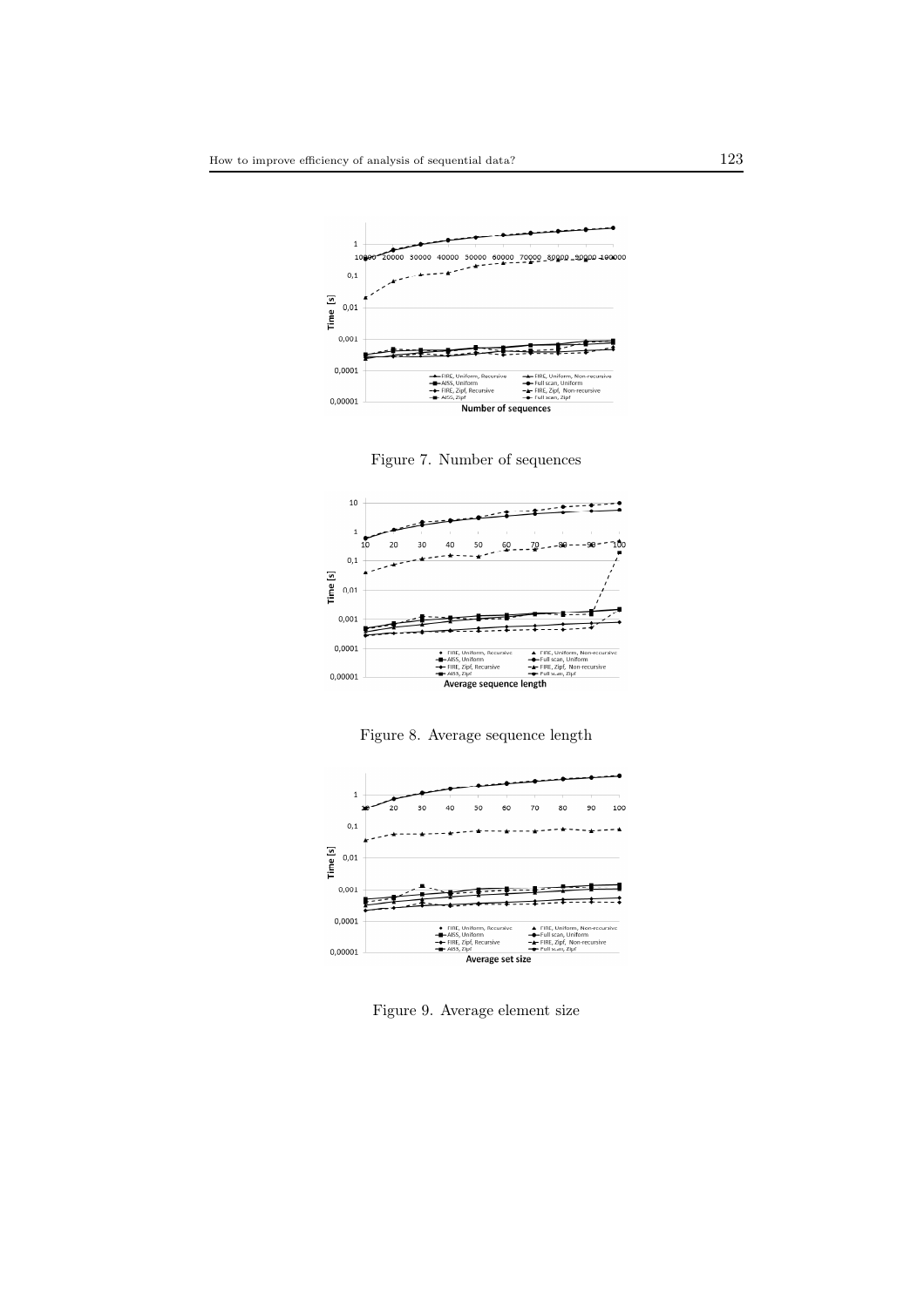Figure 7. Number of sequences

Figure 8. Average sequence length

Figure 9. Average element size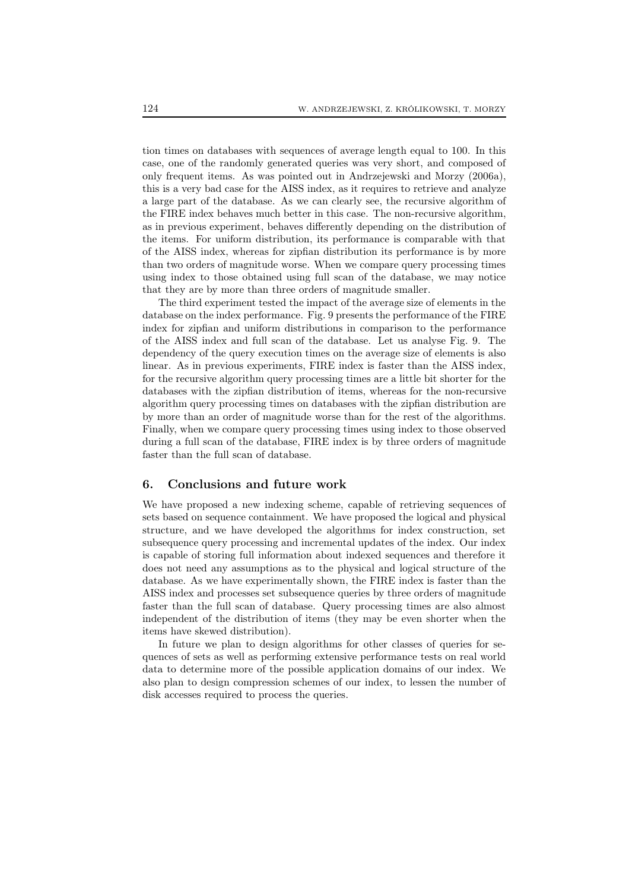tion times on databases with sequences of average length equal to 100. In this case, one of the randomly generated queries was very short, and composed of only frequent items. As was pointed out in Andrzejewski and Morzy (2006a), this is a very bad case for the AISS index, as it requires to retrieve and analyze a large part of the database. As we can clearly see, the recursive algorithm of the FIRE index behaves much better in this case. The non-recursive algorithm, as in previous experiment, behaves differently depending on the distribution of the items. For uniform distribution, its performance is comparable with that of the AISS index, whereas for zipfian distribution its performance is by more than two orders of magnitude worse. When we compare query processing times using index to those obtained using full scan of the database, we may notice that they are by more than three orders of magnitude smaller.

The third experiment tested the impact of the average size of elements in the database on the index performance. Fig. 9 presents the performance of the FIRE index for zipfian and uniform distributions in comparison to the performance of the AISS index and full scan of the database. Let us analyse Fig. 9. The dependency of the query execution times on the average size of elements is also linear. As in previous experiments, FIRE index is faster than the AISS index, for the recursive algorithm query processing times are a little bit shorter for the databases with the zipfian distribution of items, whereas for the non-recursive algorithm query processing times on databases with the zipfian distribution are by more than an order of magnitude worse than for the rest of the algorithms. Finally, when we compare query processing times using index to those observed during a full scan of the database, FIRE index is by three orders of magnitude faster than the full scan of database.

## 6. Conclusions and future work

We have proposed a new indexing scheme, capable of retrieving sequences of sets based on sequence containment. We have proposed the logical and physical structure, and we have developed the algorithms for index construction, set subsequence query processing and incremental updates of the index. Our index is capable of storing full information about indexed sequences and therefore it does not need any assumptions as to the physical and logical structure of the database. As we have experimentally shown, the FIRE index is faster than the AISS index and processes set subsequence queries by three orders of magnitude faster than the full scan of database. Query processing times are also almost independent of the distribution of items (they may be even shorter when the items have skewed distribution).

In future we plan to design algorithms for other classes of queries for sequences of sets as well as performing extensive performance tests on real world data to determine more of the possible application domains of our index. We also plan to design compression schemes of our index, to lessen the number of disk accesses required to process the queries.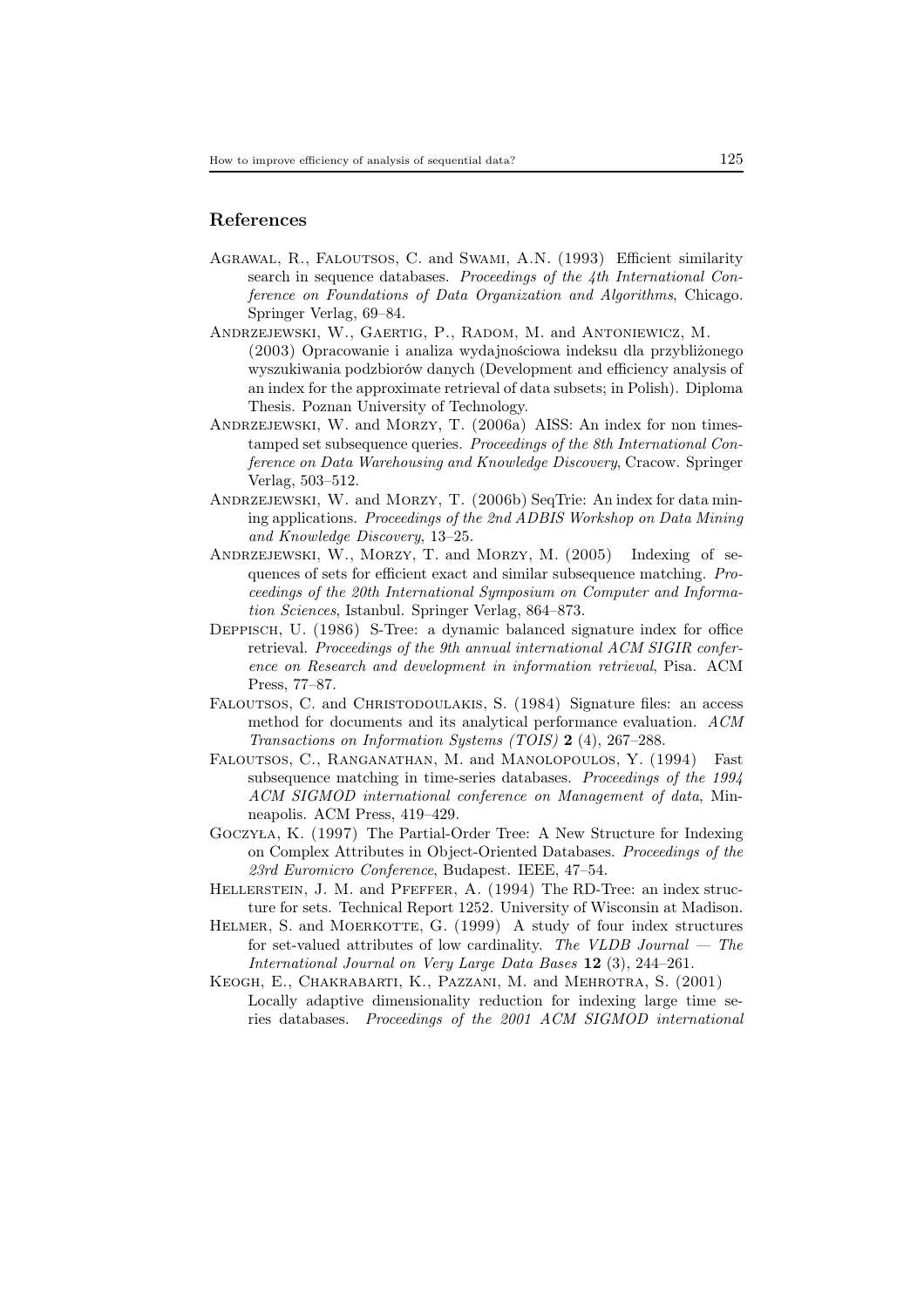## References

Agrawal, R., Faloutsos, C. and Swami, A.N. (1993) Efficient similarity search in sequence databases. *Proceedings of the 4th International Conference on Foundations of Data Organization and Algorithms*, Chicago. Springer Verlag, 69–84.

Andrzejewski, W., Gaertig, P., Radom, M. and Antoniewicz, M. (2003) Opracowanie i analiza wydajnościowa indeksu dla przybliżonego wyszukiwania podzbiorów danych (Development and efficiency analysis of an index for the approximate retrieval of data subsets; in Polish). Diploma Thesis. Poznan University of Technology.

Andrzejewski, W. and Morzy, T. (2006a) AISS: An index for non timestamped set subsequence queries. *Proceedings of the 8th International Conference on Data Warehousing and Knowledge Discovery*, Cracow. Springer Verlag, 503–512.

Andrzejewski, W. and Morzy, T. (2006b) SeqTrie: An index for data mining applications. *Proceedings of the 2nd ADBIS Workshop on Data Mining and Knowledge Discovery*, 13–25.

Andrzejewski, W., Morzy, T. and Morzy, M. (2005) Indexing of sequences of sets for efficient exact and similar subsequence matching. *Proceedings of the 20th International Symposium on Computer and Information Sciences*, Istanbul. Springer Verlag, 864–873.

Deppisch, U. (1986) S-Tree: a dynamic balanced signature index for office retrieval. *Proceedings of the 9th annual international ACM SIGIR conference on Research and development in information retrieval*, Pisa. ACM Press, 77–87.

Faloutsos, C. and Christodoulakis, S. (1984) Signature files: an access method for documents and its analytical performance evaluation. *ACM Transactions on Information Systems (TOIS)* **2** (4), 267–288.

Faloutsos, C., Ranganathan, M. and Manolopoulos, Y. (1994) Fast subsequence matching in time-series databases. *Proceedings of the 1994 ACM SIGMOD international conference on Management of data*, Minneapolis. ACM Press, 419–429.

Goczyła, K. (1997) The Partial-Order Tree: A New Structure for Indexing on Complex Attributes in Object-Oriented Databases. *Proceedings of the 23rd Euromicro Conference*, Budapest. IEEE, 47–54.

Hellerstein, J. M. and Pfeffer, A. (1994) The RD-Tree: an index structure for sets. Technical Report 1252. University of Wisconsin at Madison.

Helmer, S. and Moerkotte, G. (1999) A study of four index structures for set-valued attributes of low cardinality. *The VLDB Journal — The International Journal on Very Large Data Bases* **12** (3), 244–261.

Keogh, E., Chakrabarti, K., Pazzani, M. and Mehrotra, S. (2001) Locally adaptive dimensionality reduction for indexing large time series databases. *Proceedings of the 2001 ACM SIGMOD international*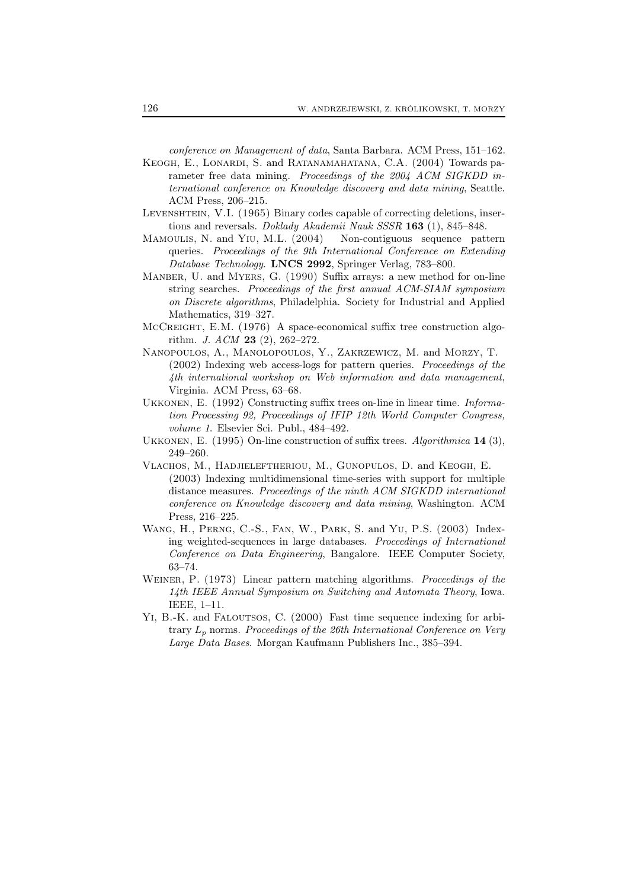*conference on Management of data*, Santa Barbara. ACM Press, 151–162.

Keogh, E., Lonardi, S. and Ratanamahatana, C.A. (2004) Towards parameter free data mining. *Proceedings of the 2004 ACM SIGKDD international conference on Knowledge discovery and data mining*, Seattle. ACM Press, 206–215.

Levenshtein, V.I. (1965) Binary codes capable of correcting deletions, insertions and reversals. *Doklady Akademii Nauk SSSR* **163** (1), 845–848.

Mamoulis, N. and Yiu, M.L. (2004) Non-contiguous sequence pattern queries. *Proceedings of the 9th International Conference on Extending Database Technology*. **LNCS 2992**, Springer Verlag, 783–800.

Manber, U. and Myers, G. (1990) Suffix arrays: a new method for on-line string searches. *Proceedings of the first annual ACM-SIAM symposium on Discrete algorithms*, Philadelphia. Society for Industrial and Applied Mathematics, 319–327.

McCreight, E.M. (1976) A space-economical suffix tree construction algorithm. *J. ACM* **23** (2), 262–272.

Nanopoulos, A., Manolopoulos, Y., Zakrzewicz, M. and Morzy, T. (2002) Indexing web access-logs for pattern queries. *Proceedings of the 4th international workshop on Web information and data management*, Virginia. ACM Press, 63–68.

Ukkonen, E. (1992) Constructing suffix trees on-line in linear time. *Information Processing 92, Proceedings of IFIP 12th World Computer Congress, volume 1.* Elsevier Sci. Publ., 484–492.

Ukkonen, E. (1995) On-line construction of suffix trees. *Algorithmica* **14** (3), 249–260.

Vlachos, M., Hadjieleftheriou, M., Gunopulos, D. and Keogh, E. (2003) Indexing multidimensional time-series with support for multiple distance measures. *Proceedings of the ninth ACM SIGKDD international conference on Knowledge discovery and data mining*, Washington. ACM Press, 216–225.

Wang, H., Perng, C.-S., Fan, W., Park, S. and Yu, P.S. (2003) Indexing weighted-sequences in large databases. *Proceedings of International Conference on Data Engineering*, Bangalore. IEEE Computer Society, 63–74.

Weiner, P. (1973) Linear pattern matching algorithms. *Proceedings of the 14th IEEE Annual Symposium on Switching and Automata Theory*, Iowa. IEEE, 1–11.

Yi, B.-K. and Faloutsos, C. (2000) Fast time sequence indexing for arbitrary $L_p$ norms. *Proceedings of the 26th International Conference on Very Large Data Bases*. Morgan Kaufmann Publishers Inc., 385–394.